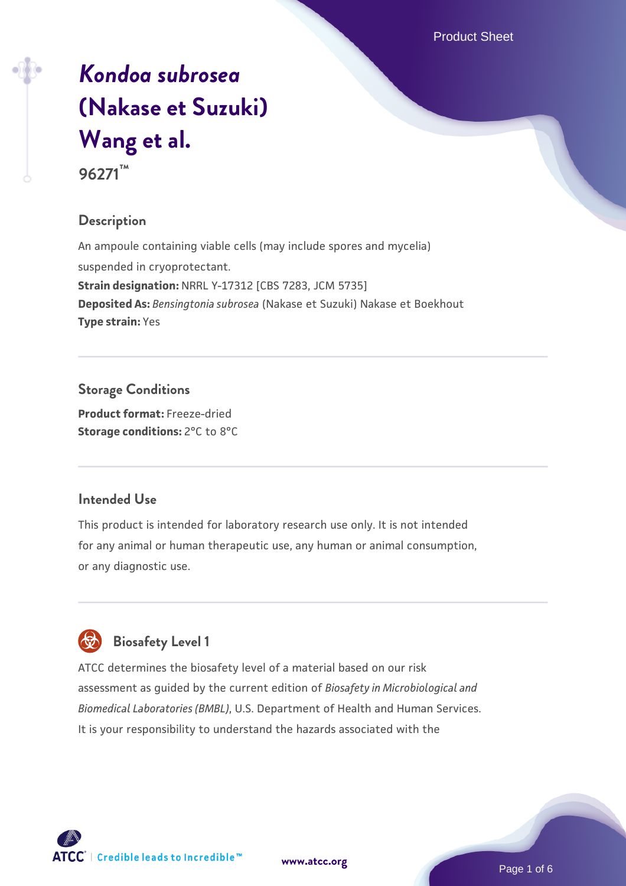# *Kondoa subrosea* (Nakase et Suzuki) Wang et al.

**96271™**

## Description

An ampoule containing viable cells (may include spores and mycelia) suspended in cryoprotectant.

**Strain designation:** NRRL Y-17312 [CBS 7283, JCM 5735]

**Deposited As:** *Bensingtonia subrosea* (Nakase et Suzuki) Nakase et Boekhout

**Type strain:** Yes

## Storage Conditions

**Product format:** Freeze-dried

**Storage conditions:** 2°C to 8°C

## Intended Use

This product is intended for laboratory research use only. It is not intended for any animal or human therapeutic use, any human or animal consumption, or any diagnostic use.

## Biosafety Level 1

ATCC determines the biosafety level of a material based on our risk assessment as guided by the current edition of *Biosafety in Microbiological and Biomedical Laboratories (BMBL)*, U.S. Department of Health and Human Services. It is your responsibility to understand the hazards associated with the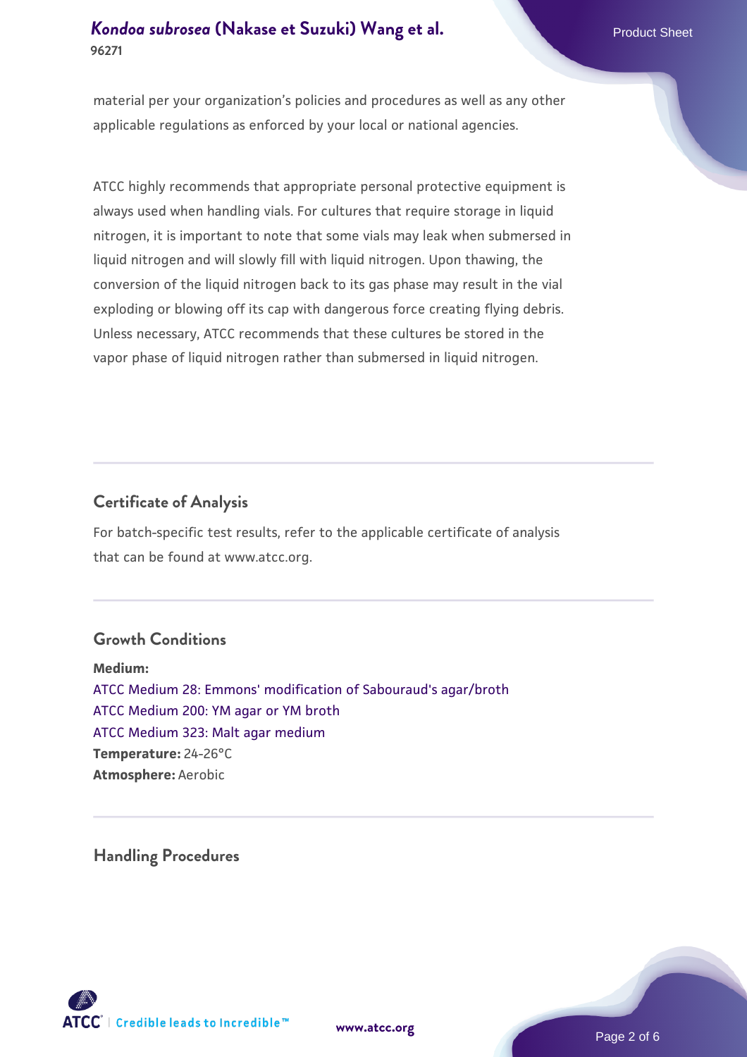material per your organization's policies and procedures as well as any other applicable regulations as enforced by your local or national agencies.

ATCC highly recommends that appropriate personal protective equipment is always used when handling vials. For cultures that require storage in liquid nitrogen, it is important to note that some vials may leak when submersed in liquid nitrogen and will slowly fill with liquid nitrogen. Upon thawing, the conversion of the liquid nitrogen back to its gas phase may result in the vial exploding or blowing off its cap with dangerous force creating flying debris. Unless necessary, ATCC recommends that these cultures be stored in the vapor phase of liquid nitrogen rather than submersed in liquid nitrogen.

## Certificate of Analysis

For batch-specific test results, refer to the applicable certificate of analysis that can be found at www.atcc.org.

## Growth Conditions

**Medium:**
ATCC Medium 28: Emmons' modification of Sabouraud's agar/broth
ATCC Medium 200: YM agar or YM broth
ATCC Medium 323: Malt agar medium
**Temperature:** 24-26°C
**Atmosphere:** Aerobic

## Handling Procedures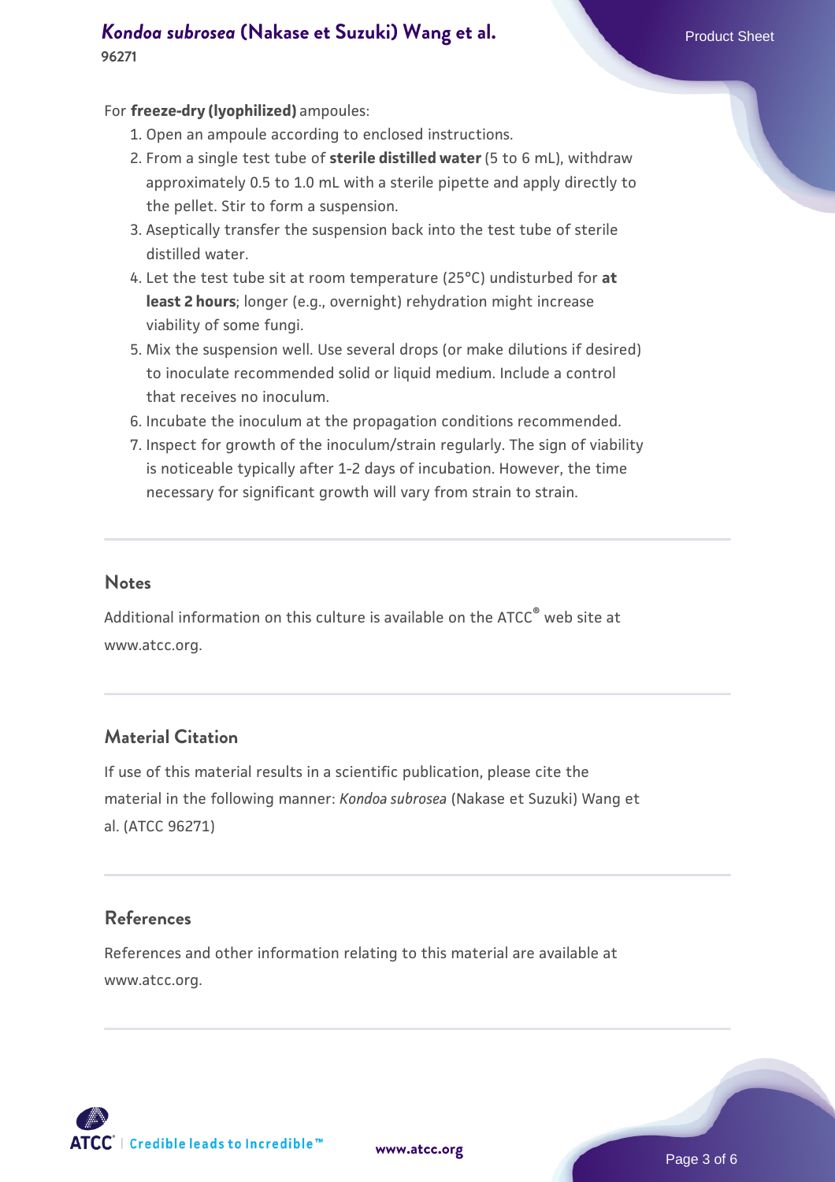For **freeze-dry (lyophilized)** ampoules:

1. Open an ampoule according to enclosed instructions.
2. From a single test tube of **sterile distilled water** (5 to 6 mL), withdraw approximately 0.5 to 1.0 mL with a sterile pipette and apply directly to the pellet. Stir to form a suspension.
3. Aseptically transfer the suspension back into the test tube of sterile distilled water.
4. Let the test tube sit at room temperature (25°C) undisturbed for **at least 2 hours**; longer (e.g., overnight) rehydration might increase viability of some fungi.
5. Mix the suspension well. Use several drops (or make dilutions if desired) to inoculate recommended solid or liquid medium. Include a control that receives no inoculum.
6. Incubate the inoculum at the propagation conditions recommended.
7. Inspect for growth of the inoculum/strain regularly. The sign of viability is noticeable typically after 1-2 days of incubation. However, the time necessary for significant growth will vary from strain to strain.

## Notes

Additional information on this culture is available on the ATCC® web site at www.atcc.org.

## Material Citation

If use of this material results in a scientific publication, please cite the material in the following manner: *Kondoa subrosea* (Nakase et Suzuki) Wang et al. (ATCC 96271)

## References

References and other information relating to this material are available at www.atcc.org.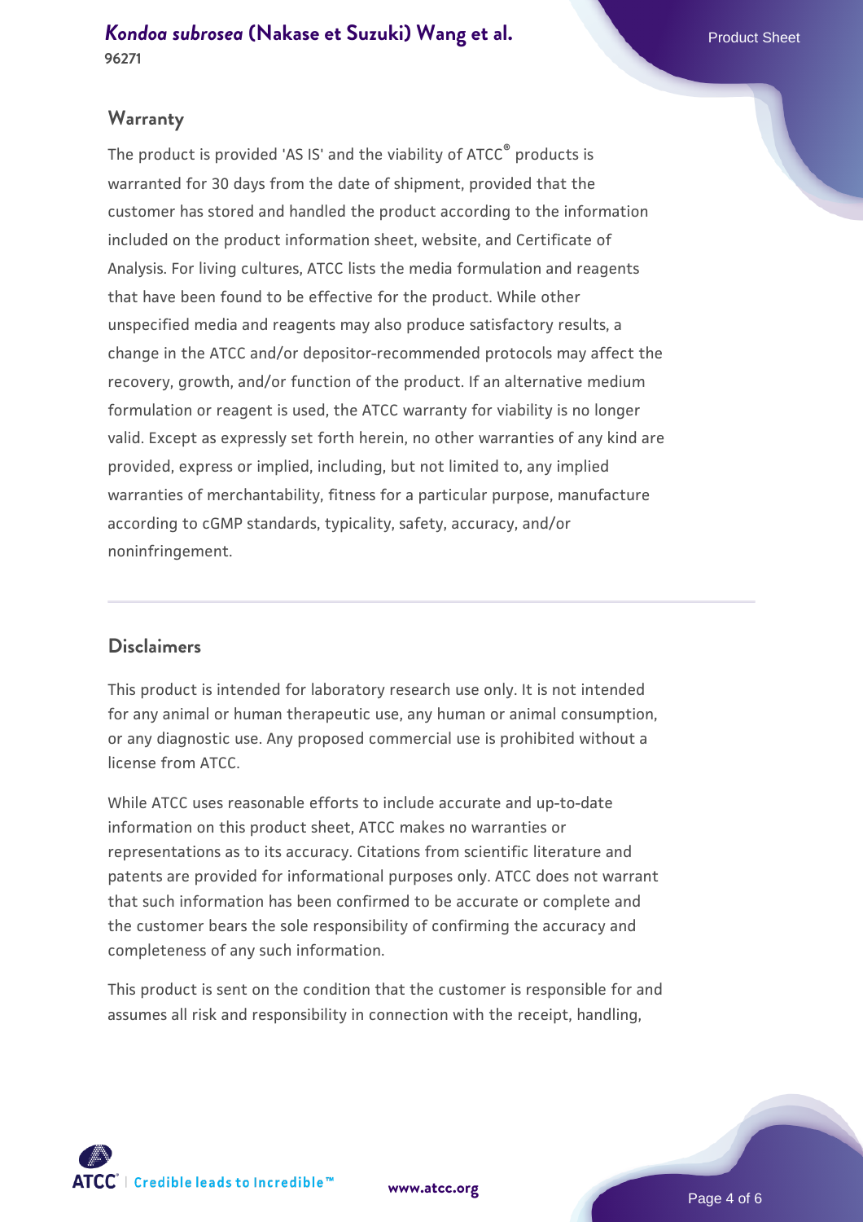## Warranty

The product is provided 'AS IS' and the viability of ATCC® products is warranted for 30 days from the date of shipment, provided that the customer has stored and handled the product according to the information included on the product information sheet, website, and Certificate of Analysis. For living cultures, ATCC lists the media formulation and reagents that have been found to be effective for the product. While other unspecified media and reagents may also produce satisfactory results, a change in the ATCC and/or depositor-recommended protocols may affect the recovery, growth, and/or function of the product. If an alternative medium formulation or reagent is used, the ATCC warranty for viability is no longer valid. Except as expressly set forth herein, no other warranties of any kind are provided, express or implied, including, but not limited to, any implied warranties of merchantability, fitness for a particular purpose, manufacture according to cGMP standards, typicality, safety, accuracy, and/or noninfringement.

## Disclaimers

This product is intended for laboratory research use only. It is not intended for any animal or human therapeutic use, any human or animal consumption, or any diagnostic use. Any proposed commercial use is prohibited without a license from ATCC.

While ATCC uses reasonable efforts to include accurate and up-to-date information on this product sheet, ATCC makes no warranties or representations as to its accuracy. Citations from scientific literature and patents are provided for informational purposes only. ATCC does not warrant that such information has been confirmed to be accurate or complete and the customer bears the sole responsibility of confirming the accuracy and completeness of any such information.

This product is sent on the condition that the customer is responsible for and assumes all risk and responsibility in connection with the receipt, handling,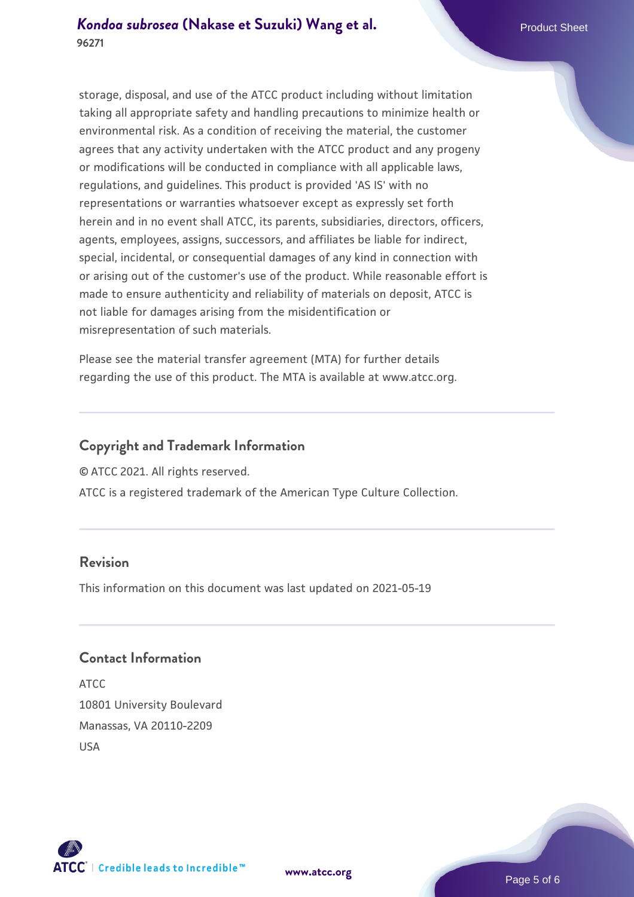storage, disposal, and use of the ATCC product including without limitation taking all appropriate safety and handling precautions to minimize health or environmental risk. As a condition of receiving the material, the customer agrees that any activity undertaken with the ATCC product and any progeny or modifications will be conducted in compliance with all applicable laws, regulations, and guidelines. This product is provided 'AS IS' with no representations or warranties whatsoever except as expressly set forth herein and in no event shall ATCC, its parents, subsidiaries, directors, officers, agents, employees, assigns, successors, and affiliates be liable for indirect, special, incidental, or consequential damages of any kind in connection with or arising out of the customer's use of the product. While reasonable effort is made to ensure authenticity and reliability of materials on deposit, ATCC is not liable for damages arising from the misidentification or misrepresentation of such materials.

Please see the material transfer agreement (MTA) for further details regarding the use of this product. The MTA is available at www.atcc.org.

## Copyright and Trademark Information

© ATCC 2021. All rights reserved.

ATCC is a registered trademark of the American Type Culture Collection.

## Revision

This information on this document was last updated on 2021-05-19

## Contact Information

ATCC
10801 University Boulevard
Manassas, VA 20110-2209
USA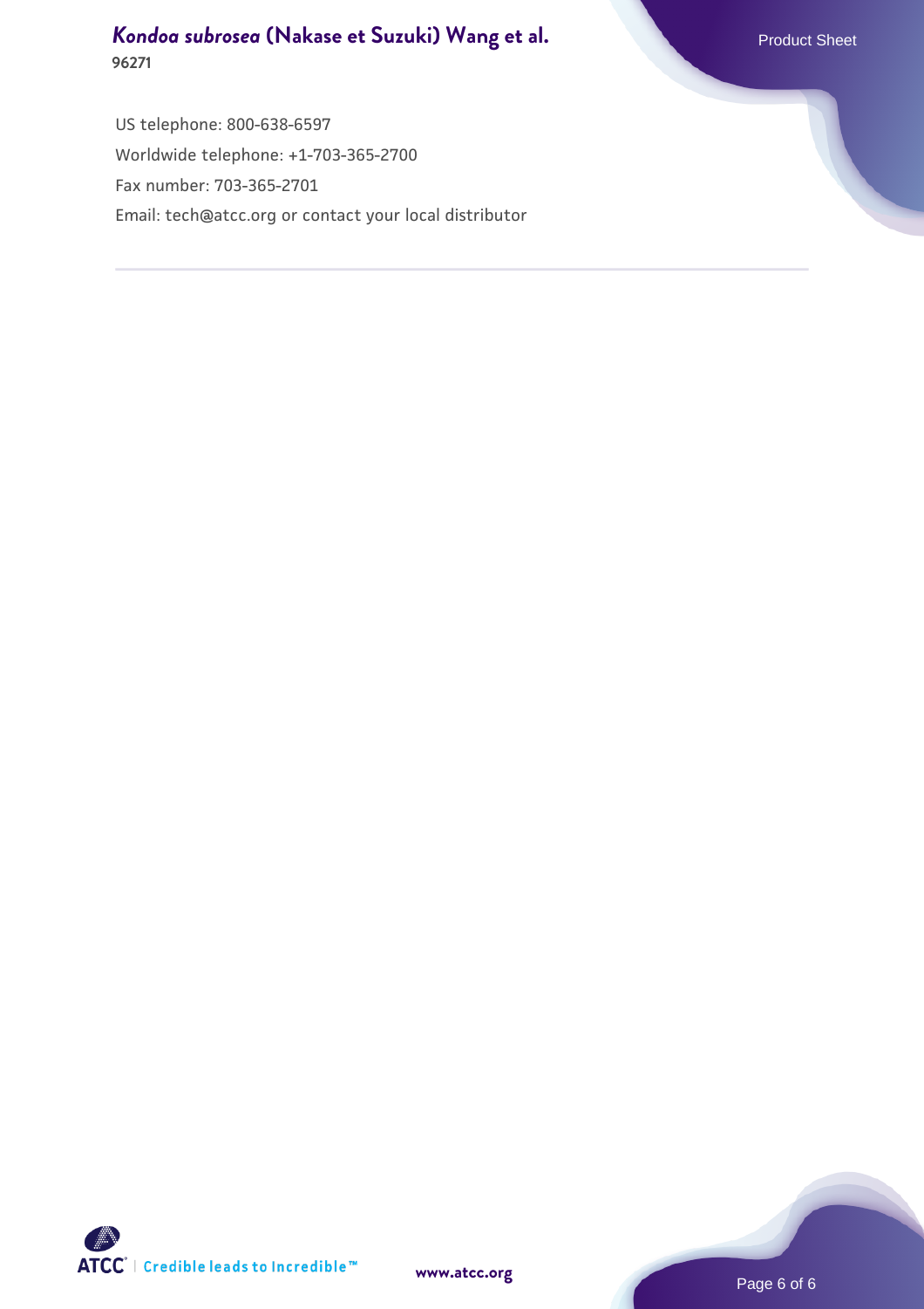US telephone: 800-638-6597

Worldwide telephone: +1-703-365-2700

Fax number: 703-365-2701

Email: tech@atcc.org or contact your local distributor